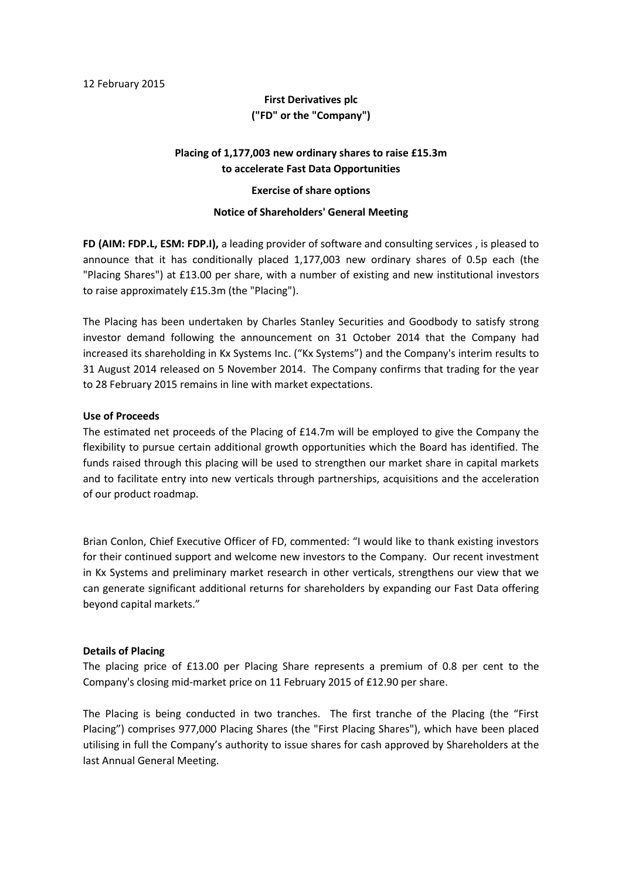12 February 2015

**First Derivatives plc**
**("FD" or the "Company")**

**Placing of 1,177,003 new ordinary shares to raise £15.3m to accelerate Fast Data Opportunities**

**Exercise of share options**

**Notice of Shareholders' General Meeting**

**FD (AIM: FDP.L, ESM: FDP.I),** a leading provider of software and consulting services , is pleased to announce that it has conditionally placed 1,177,003 new ordinary shares of 0.5p each (the "Placing Shares") at £13.00 per share, with a number of existing and new institutional investors to raise approximately £15.3m (the "Placing").

The Placing has been undertaken by Charles Stanley Securities and Goodbody to satisfy strong investor demand following the announcement on 31 October 2014 that the Company had increased its shareholding in Kx Systems Inc. ("Kx Systems") and the Company's interim results to 31 August 2014 released on 5 November 2014. The Company confirms that trading for the year to 28 February 2015 remains in line with market expectations.

**Use of Proceeds**

The estimated net proceeds of the Placing of £14.7m will be employed to give the Company the flexibility to pursue certain additional growth opportunities which the Board has identified. The funds raised through this placing will be used to strengthen our market share in capital markets and to facilitate entry into new verticals through partnerships, acquisitions and the acceleration of our product roadmap.

Brian Conlon, Chief Executive Officer of FD, commented: "I would like to thank existing investors for their continued support and welcome new investors to the Company. Our recent investment in Kx Systems and preliminary market research in other verticals, strengthens our view that we can generate significant additional returns for shareholders by expanding our Fast Data offering beyond capital markets."

**Details of Placing**

The placing price of £13.00 per Placing Share represents a premium of 0.8 per cent to the Company's closing mid-market price on 11 February 2015 of £12.90 per share.

The Placing is being conducted in two tranches. The first tranche of the Placing (the "First Placing") comprises 977,000 Placing Shares (the "First Placing Shares"), which have been placed utilising in full the Company's authority to issue shares for cash approved by Shareholders at the last Annual General Meeting.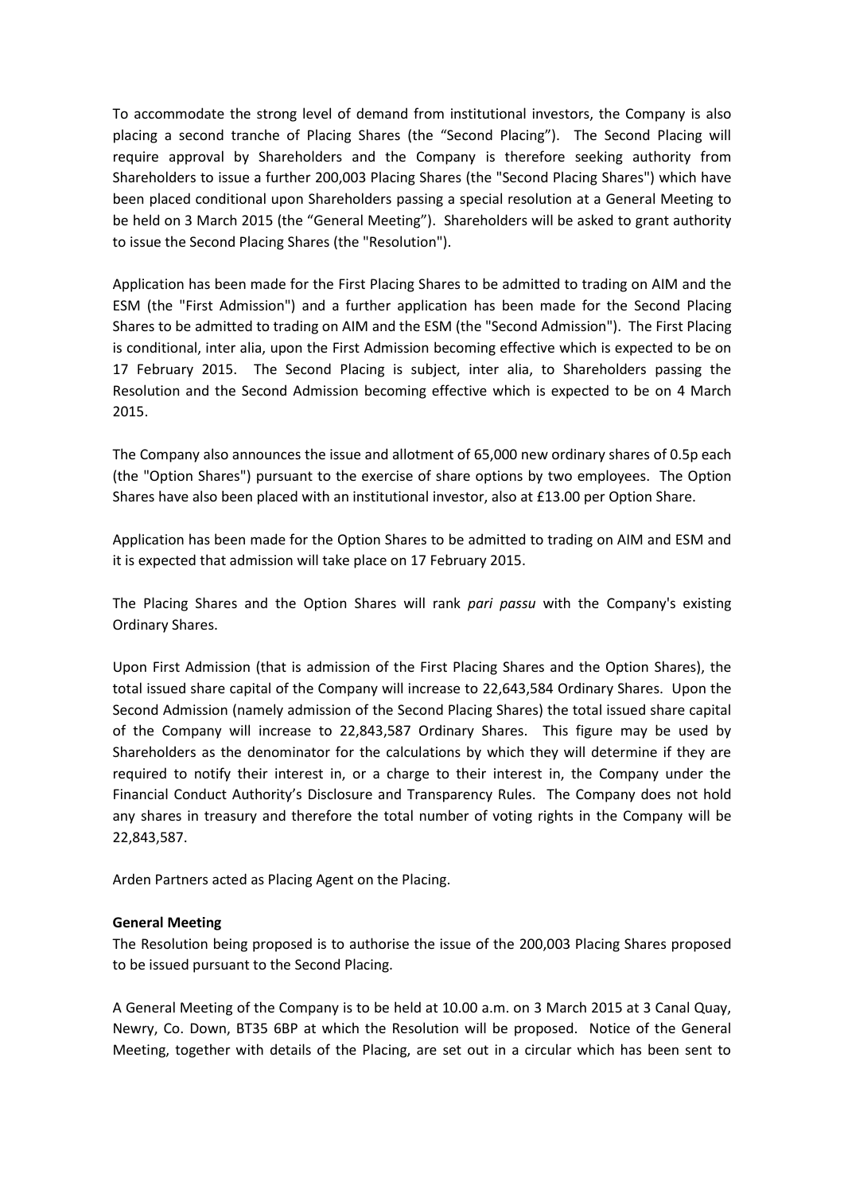To accommodate the strong level of demand from institutional investors, the Company is also placing a second tranche of Placing Shares (the "Second Placing"). The Second Placing will require approval by Shareholders and the Company is therefore seeking authority from Shareholders to issue a further 200,003 Placing Shares (the "Second Placing Shares") which have been placed conditional upon Shareholders passing a special resolution at a General Meeting to be held on 3 March 2015 (the "General Meeting"). Shareholders will be asked to grant authority to issue the Second Placing Shares (the "Resolution").

Application has been made for the First Placing Shares to be admitted to trading on AIM and the ESM (the "First Admission") and a further application has been made for the Second Placing Shares to be admitted to trading on AIM and the ESM (the "Second Admission"). The First Placing is conditional, inter alia, upon the First Admission becoming effective which is expected to be on 17 February 2015. The Second Placing is subject, inter alia, to Shareholders passing the Resolution and the Second Admission becoming effective which is expected to be on 4 March 2015.

The Company also announces the issue and allotment of 65,000 new ordinary shares of 0.5p each (the "Option Shares") pursuant to the exercise of share options by two employees. The Option Shares have also been placed with an institutional investor, also at £13.00 per Option Share.

Application has been made for the Option Shares to be admitted to trading on AIM and ESM and it is expected that admission will take place on 17 February 2015.

The Placing Shares and the Option Shares will rank *pari passu* with the Company's existing Ordinary Shares.

Upon First Admission (that is admission of the First Placing Shares and the Option Shares), the total issued share capital of the Company will increase to 22,643,584 Ordinary Shares. Upon the Second Admission (namely admission of the Second Placing Shares) the total issued share capital of the Company will increase to 22,843,587 Ordinary Shares. This figure may be used by Shareholders as the denominator for the calculations by which they will determine if they are required to notify their interest in, or a charge to their interest in, the Company under the Financial Conduct Authority's Disclosure and Transparency Rules. The Company does not hold any shares in treasury and therefore the total number of voting rights in the Company will be 22,843,587.

Arden Partners acted as Placing Agent on the Placing.

**General Meeting**

The Resolution being proposed is to authorise the issue of the 200,003 Placing Shares proposed to be issued pursuant to the Second Placing.

A General Meeting of the Company is to be held at 10.00 a.m. on 3 March 2015 at 3 Canal Quay, Newry, Co. Down, BT35 6BP at which the Resolution will be proposed. Notice of the General Meeting, together with details of the Placing, are set out in a circular which has been sent to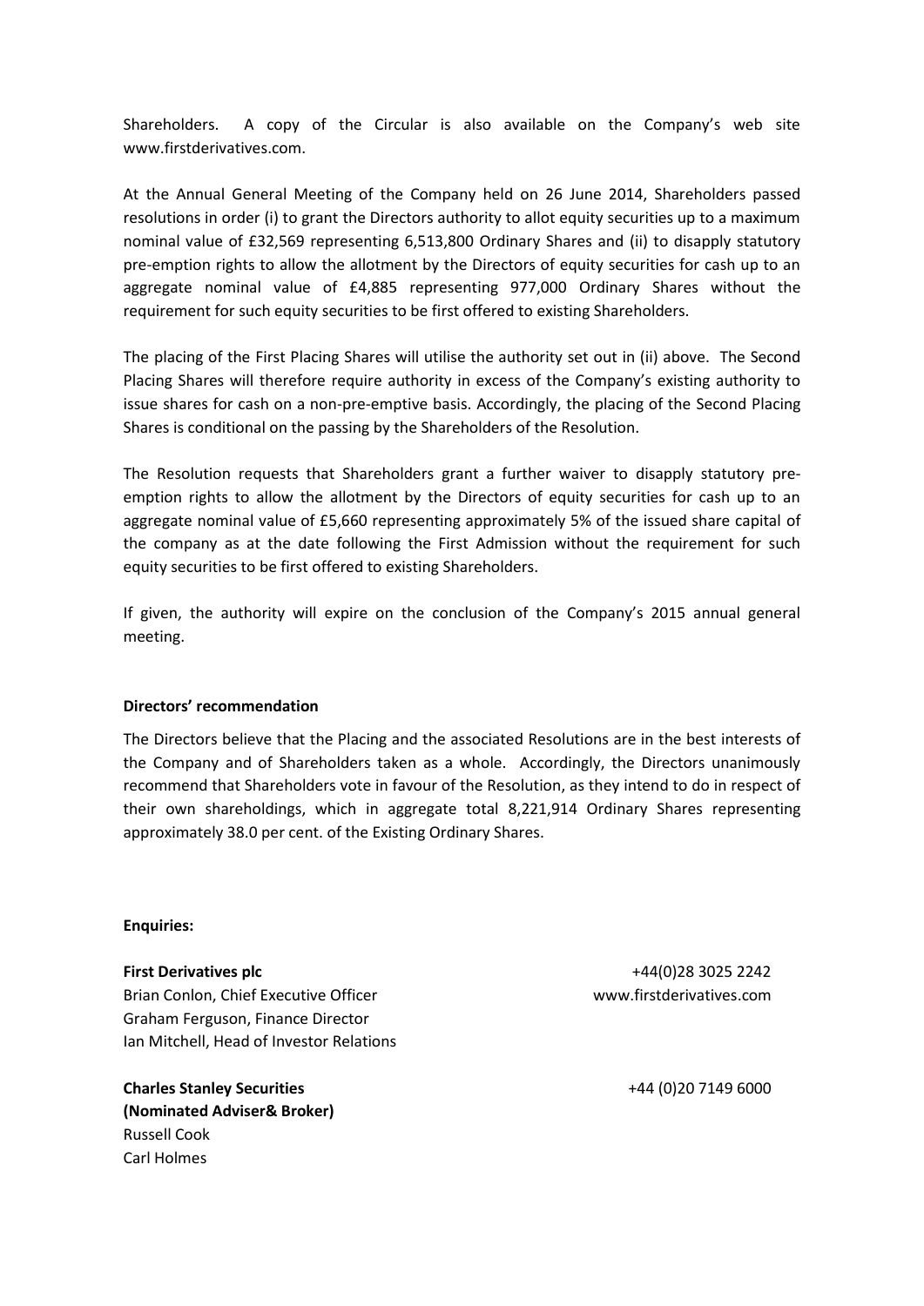Shareholders. A copy of the Circular is also available on the Company's web site www.firstderivatives.com.

At the Annual General Meeting of the Company held on 26 June 2014, Shareholders passed resolutions in order (i) to grant the Directors authority to allot equity securities up to a maximum nominal value of £32,569 representing 6,513,800 Ordinary Shares and (ii) to disapply statutory pre-emption rights to allow the allotment by the Directors of equity securities for cash up to an aggregate nominal value of £4,885 representing 977,000 Ordinary Shares without the requirement for such equity securities to be first offered to existing Shareholders.

The placing of the First Placing Shares will utilise the authority set out in (ii) above. The Second Placing Shares will therefore require authority in excess of the Company's existing authority to issue shares for cash on a non-pre-emptive basis. Accordingly, the placing of the Second Placing Shares is conditional on the passing by the Shareholders of the Resolution.

The Resolution requests that Shareholders grant a further waiver to disapply statutory pre-emption rights to allow the allotment by the Directors of equity securities for cash up to an aggregate nominal value of £5,660 representing approximately 5% of the issued share capital of the company as at the date following the First Admission without the requirement for such equity securities to be first offered to existing Shareholders.

If given, the authority will expire on the conclusion of the Company's 2015 annual general meeting.

**Directors' recommendation**

The Directors believe that the Placing and the associated Resolutions are in the best interests of the Company and of Shareholders taken as a whole. Accordingly, the Directors unanimously recommend that Shareholders vote in favour of the Resolution, as they intend to do in respect of their own shareholdings, which in aggregate total 8,221,914 Ordinary Shares representing approximately 38.0 per cent. of the Existing Ordinary Shares.

**Enquiries:**

**First Derivatives plc** +44(0)28 3025 2242
Brian Conlon, Chief Executive Officer www.firstderivatives.com
Graham Ferguson, Finance Director
Ian Mitchell, Head of Investor Relations

**Charles Stanley Securities** +44 (0)20 7149 6000
**(Nominated Adviser& Broker)**
Russell Cook
Carl Holmes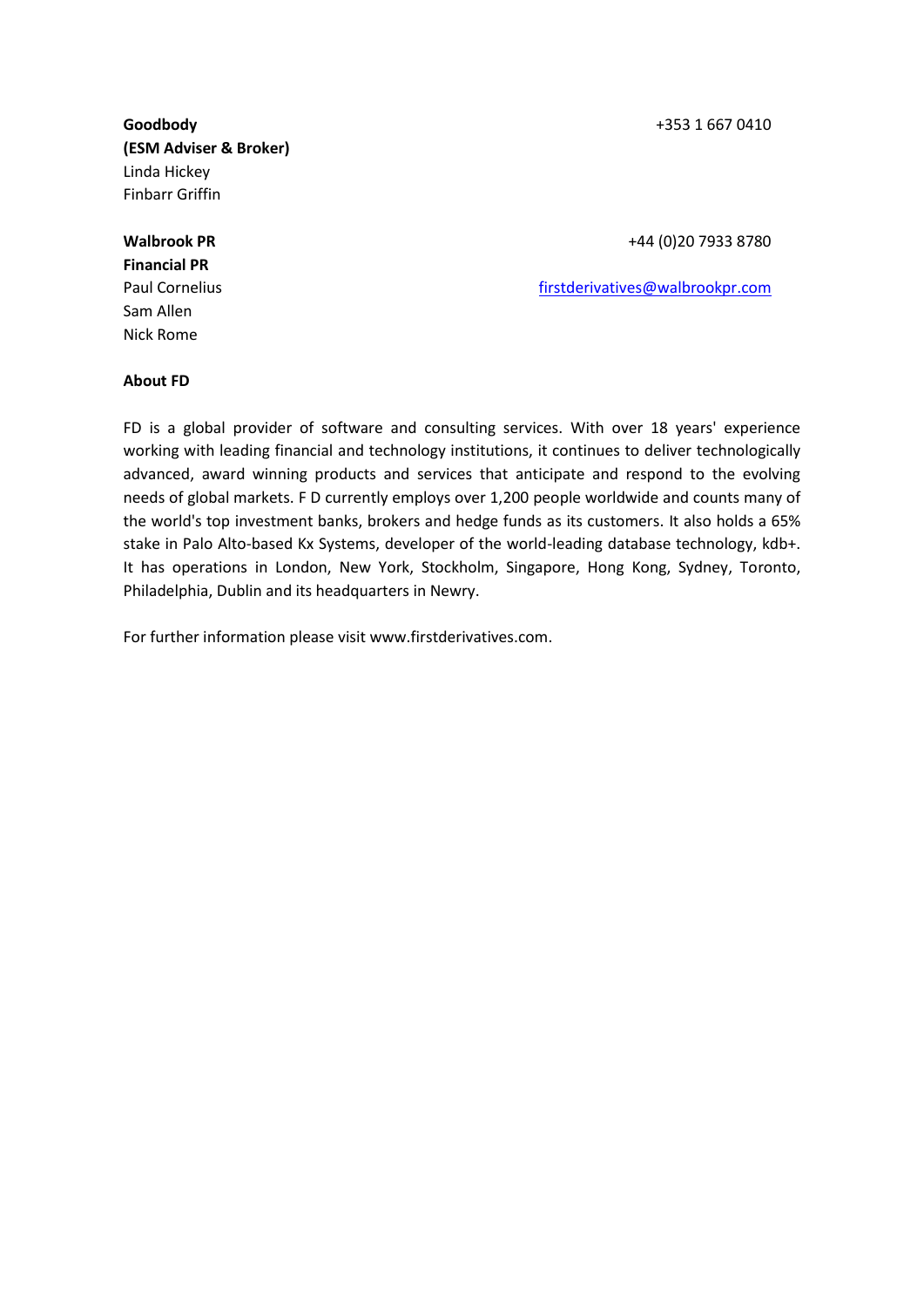**Goodbody** +353 1 667 0410
**(ESM Adviser & Broker)**
Linda Hickey
Finbarr Griffin

**Walbrook PR** +44 (0)20 7933 8780
**Financial PR**
Paul Cornelius firstderivatives@walbrookpr.com
Sam Allen
Nick Rome

**About FD**

FD is a global provider of software and consulting services. With over 18 years' experience working with leading financial and technology institutions, it continues to deliver technologically advanced, award winning products and services that anticipate and respond to the evolving needs of global markets. F D currently employs over 1,200 people worldwide and counts many of the world's top investment banks, brokers and hedge funds as its customers. It also holds a 65% stake in Palo Alto-based Kx Systems, developer of the world-leading database technology, kdb+. It has operations in London, New York, Stockholm, Singapore, Hong Kong, Sydney, Toronto, Philadelphia, Dublin and its headquarters in Newry.

For further information please visit www.firstderivatives.com.